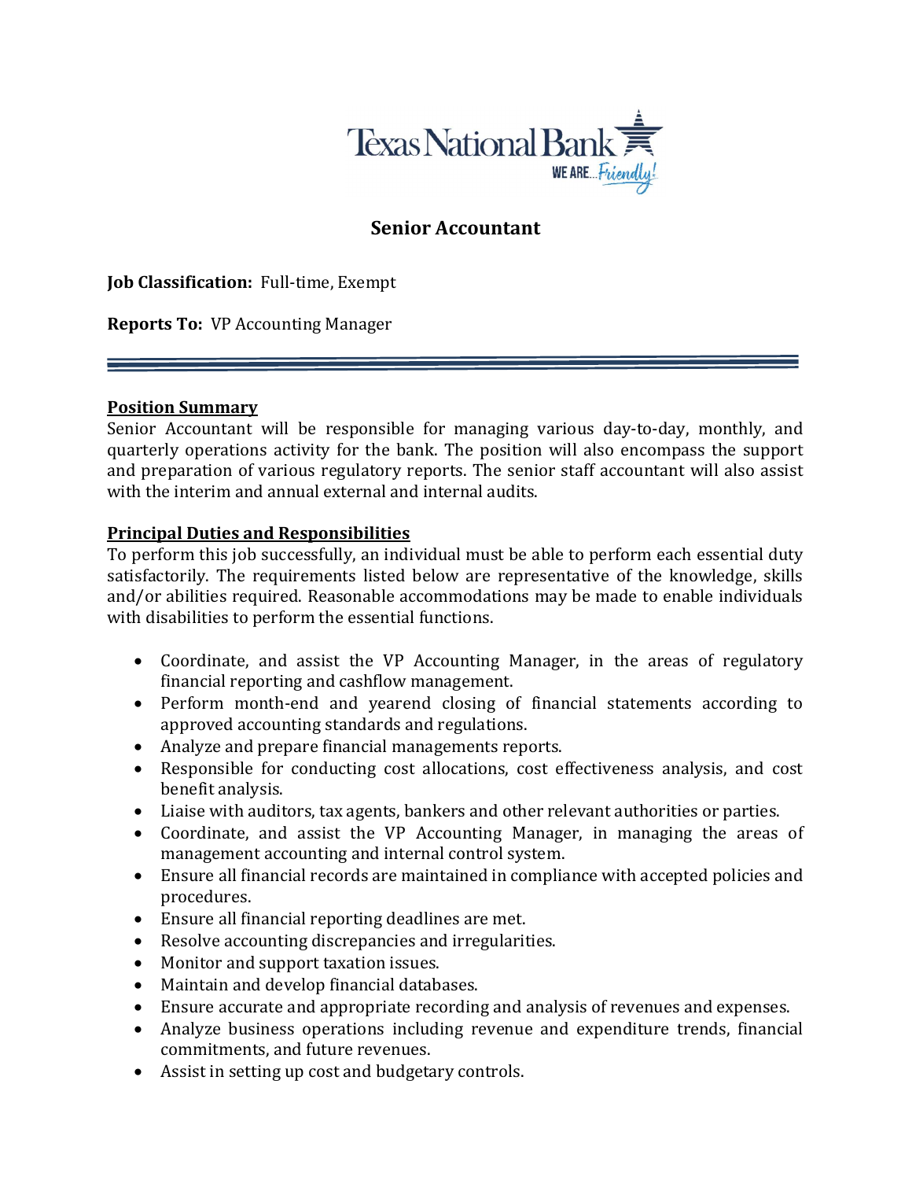Texas National Bank
WE ARE... Friendly!

# Senior Accountant

**Job Classification:** Full-time, Exempt

**Reports To:** VP Accounting Manager

---

## Position Summary

Senior Accountant will be responsible for managing various day-to-day, monthly, and quarterly operations activity for the bank. The position will also encompass the support and preparation of various regulatory reports. The senior staff accountant will also assist with the interim and annual external and internal audits.

## Principal Duties and Responsibilities

To perform this job successfully, an individual must be able to perform each essential duty satisfactorily. The requirements listed below are representative of the knowledge, skills and/or abilities required. Reasonable accommodations may be made to enable individuals with disabilities to perform the essential functions.

- Coordinate, and assist the VP Accounting Manager, in the areas of regulatory financial reporting and cashflow management.
- Perform month-end and yearend closing of financial statements according to approved accounting standards and regulations.
- Analyze and prepare financial managements reports.
- Responsible for conducting cost allocations, cost effectiveness analysis, and cost benefit analysis.
- Liaise with auditors, tax agents, bankers and other relevant authorities or parties.
- Coordinate, and assist the VP Accounting Manager, in managing the areas of management accounting and internal control system.
- Ensure all financial records are maintained in compliance with accepted policies and procedures.
- Ensure all financial reporting deadlines are met.
- Resolve accounting discrepancies and irregularities.
- Monitor and support taxation issues.
- Maintain and develop financial databases.
- Ensure accurate and appropriate recording and analysis of revenues and expenses.
- Analyze business operations including revenue and expenditure trends, financial commitments, and future revenues.
- Assist in setting up cost and budgetary controls.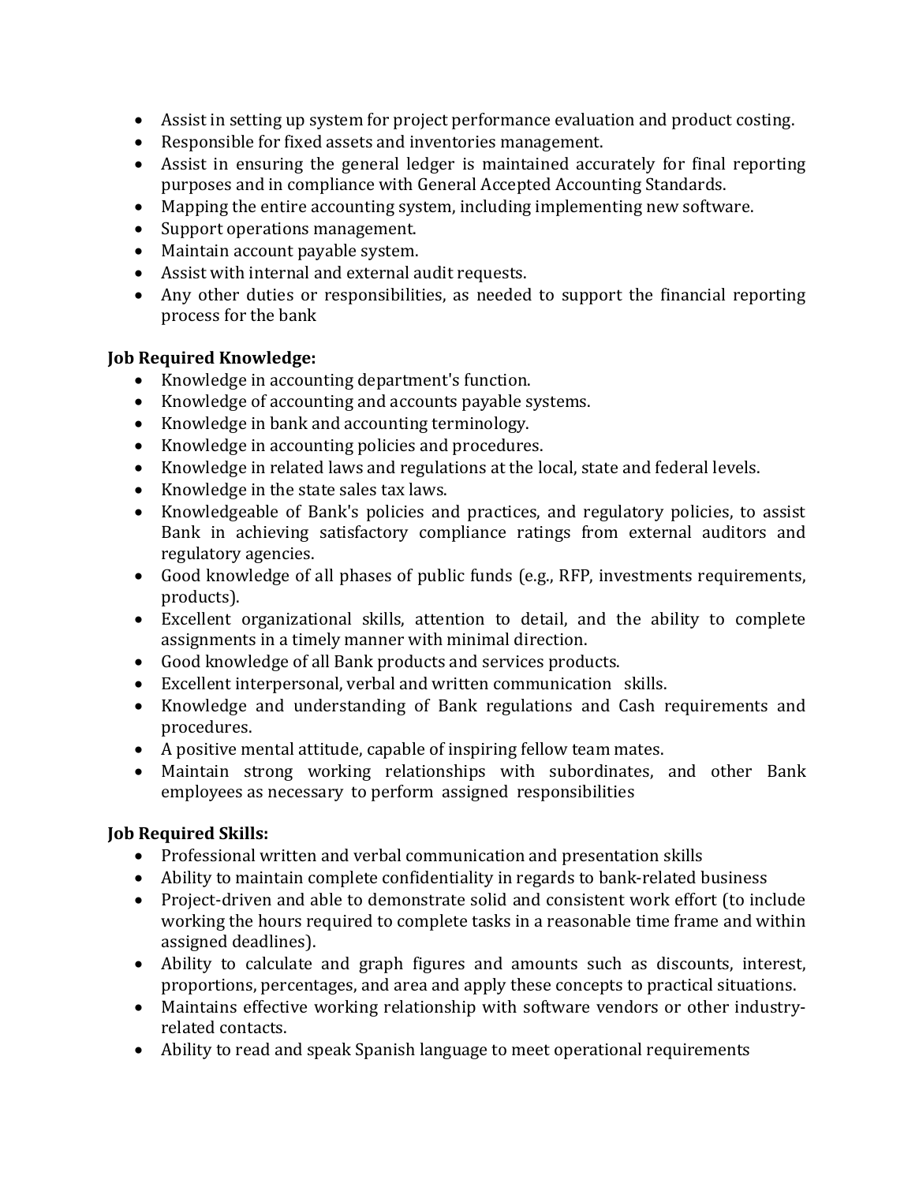- Assist in setting up system for project performance evaluation and product costing.
- Responsible for fixed assets and inventories management.
- Assist in ensuring the general ledger is maintained accurately for final reporting purposes and in compliance with General Accepted Accounting Standards.
- Mapping the entire accounting system, including implementing new software.
- Support operations management.
- Maintain account payable system.
- Assist with internal and external audit requests.
- Any other duties or responsibilities, as needed to support the financial reporting process for the bank

**Job Required Knowledge:**

- Knowledge in accounting department's function.
- Knowledge of accounting and accounts payable systems.
- Knowledge in bank and accounting terminology.
- Knowledge in accounting policies and procedures.
- Knowledge in related laws and regulations at the local, state and federal levels.
- Knowledge in the state sales tax laws.
- Knowledgeable of Bank's policies and practices, and regulatory policies, to assist Bank in achieving satisfactory compliance ratings from external auditors and regulatory agencies.
- Good knowledge of all phases of public funds (e.g., RFP, investments requirements, products).
- Excellent organizational skills, attention to detail, and the ability to complete assignments in a timely manner with minimal direction.
- Good knowledge of all Bank products and services products.
- Excellent interpersonal, verbal and written communication skills.
- Knowledge and understanding of Bank regulations and Cash requirements and procedures.
- A positive mental attitude, capable of inspiring fellow team mates.
- Maintain strong working relationships with subordinates, and other Bank employees as necessary to perform assigned responsibilities

**Job Required Skills:**

- Professional written and verbal communication and presentation skills
- Ability to maintain complete confidentiality in regards to bank-related business
- Project-driven and able to demonstrate solid and consistent work effort (to include working the hours required to complete tasks in a reasonable time frame and within assigned deadlines).
- Ability to calculate and graph figures and amounts such as discounts, interest, proportions, percentages, and area and apply these concepts to practical situations.
- Maintains effective working relationship with software vendors or other industry-related contacts.
- Ability to read and speak Spanish language to meet operational requirements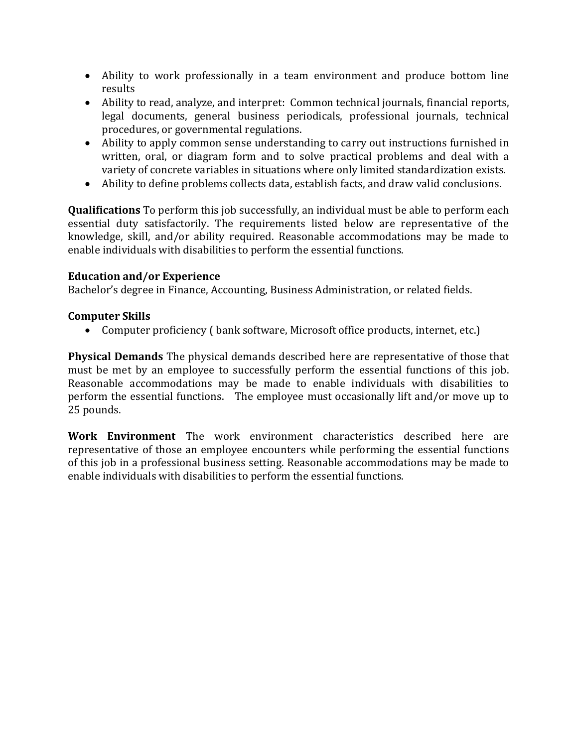- Ability to work professionally in a team environment and produce bottom line results
- Ability to read, analyze, and interpret: Common technical journals, financial reports, legal documents, general business periodicals, professional journals, technical procedures, or governmental regulations.
- Ability to apply common sense understanding to carry out instructions furnished in written, oral, or diagram form and to solve practical problems and deal with a variety of concrete variables in situations where only limited standardization exists.
- Ability to define problems collects data, establish facts, and draw valid conclusions.

**Qualifications** To perform this job successfully, an individual must be able to perform each essential duty satisfactorily. The requirements listed below are representative of the knowledge, skill, and/or ability required. Reasonable accommodations may be made to enable individuals with disabilities to perform the essential functions.

**Education and/or Experience**
Bachelor's degree in Finance, Accounting, Business Administration, or related fields.

**Computer Skills**

- Computer proficiency ( bank software, Microsoft office products, internet, etc.)

**Physical Demands** The physical demands described here are representative of those that must be met by an employee to successfully perform the essential functions of this job. Reasonable accommodations may be made to enable individuals with disabilities to perform the essential functions. The employee must occasionally lift and/or move up to 25 pounds.

**Work Environment** The work environment characteristics described here are representative of those an employee encounters while performing the essential functions of this job in a professional business setting. Reasonable accommodations may be made to enable individuals with disabilities to perform the essential functions.